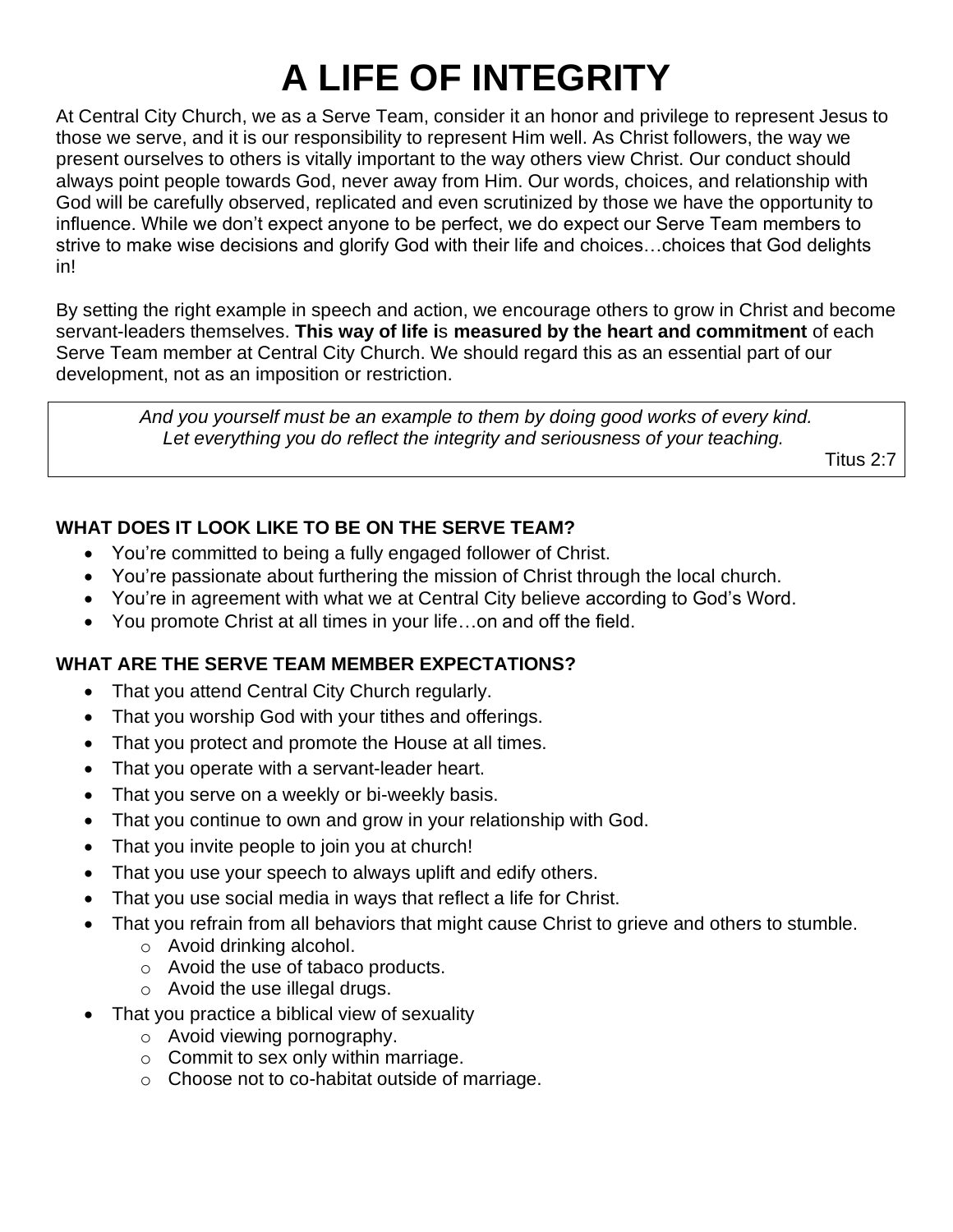# A LIFE OF INTEGRITY

At Central City Church, we as a Serve Team, consider it an honor and privilege to represent Jesus to those we serve, and it is our responsibility to represent Him well. As Christ followers, the way we present ourselves to others is vitally important to the way others view Christ. Our conduct should always point people towards God, never away from Him. Our words, choices, and relationship with God will be carefully observed, replicated and even scrutinized by those we have the opportunity to influence. While we don't expect anyone to be perfect, we do expect our Serve Team members to strive to make wise decisions and glorify God with their life and choices…choices that God delights in!

By setting the right example in speech and action, we encourage others to grow in Christ and become servant-leaders themselves. **This way of life** is **measured by the heart and commitment** of each Serve Team member at Central City Church. We should regard this as an essential part of our development, not as an imposition or restriction.

> *And you yourself must be an example to them by doing good works of every kind.*
> *Let everything you do reflect the integrity and seriousness of your teaching.*
>
> Titus 2:7

### WHAT DOES IT LOOK LIKE TO BE ON THE SERVE TEAM?

- You're committed to being a fully engaged follower of Christ.
- You're passionate about furthering the mission of Christ through the local church.
- You're in agreement with what we at Central City believe according to God's Word.
- You promote Christ at all times in your life…on and off the field.

### WHAT ARE THE SERVE TEAM MEMBER EXPECTATIONS?

- That you attend Central City Church regularly.
- That you worship God with your tithes and offerings.
- That you protect and promote the House at all times.
- That you operate with a servant-leader heart.
- That you serve on a weekly or bi-weekly basis.
- That you continue to own and grow in your relationship with God.
- That you invite people to join you at church!
- That you use your speech to always uplift and edify others.
- That you use social media in ways that reflect a life for Christ.
- That you refrain from all behaviors that might cause Christ to grieve and others to stumble.
  - Avoid drinking alcohol.
  - Avoid the use of tabaco products.
  - Avoid the use illegal drugs.
- That you practice a biblical view of sexuality
  - Avoid viewing pornography.
  - Commit to sex only within marriage.
  - Choose not to co-habitat outside of marriage.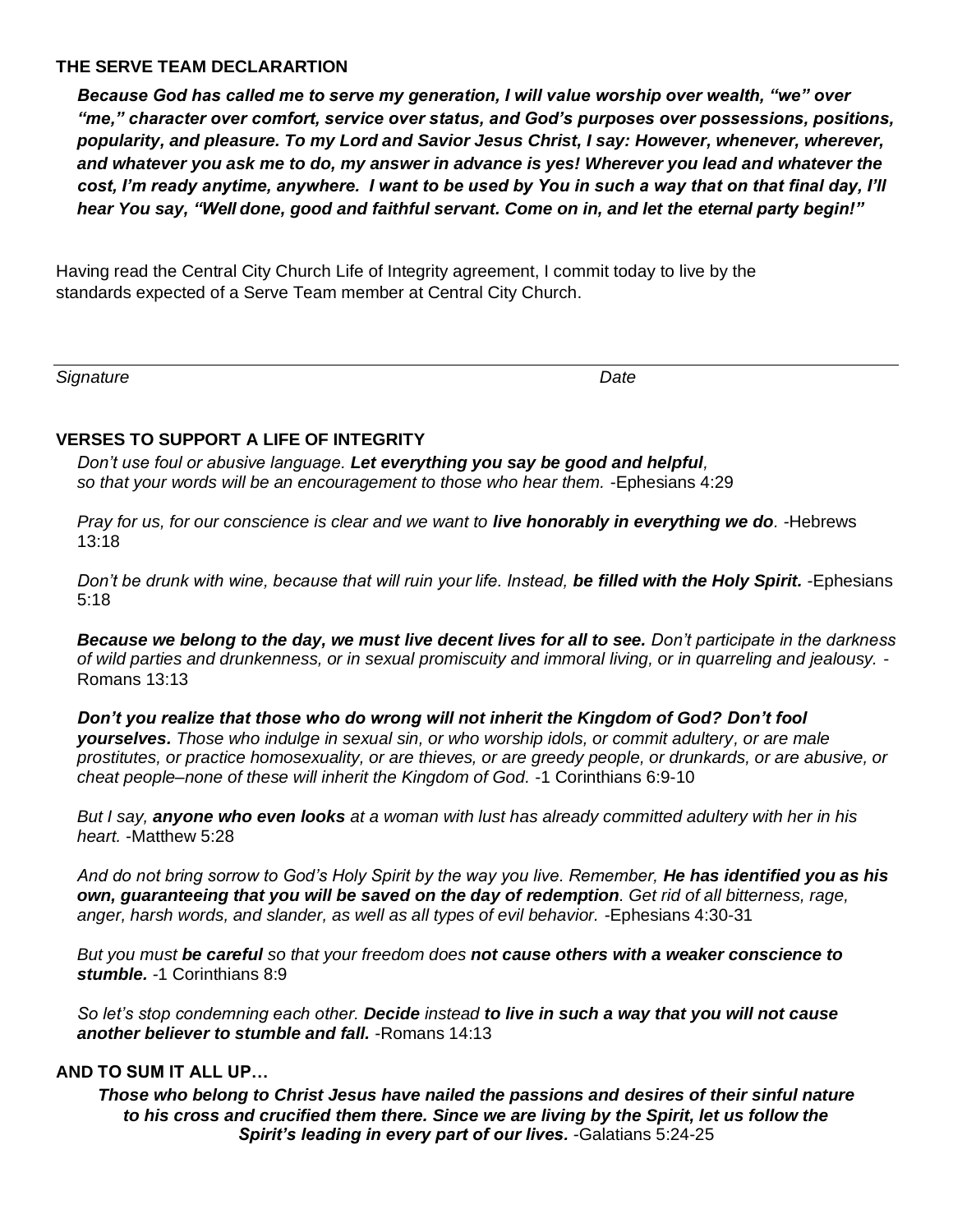## THE SERVE TEAM DECLARARTION

***Because God has called me to serve my generation, I will value worship over wealth, "we" over "me," character over comfort, service over status, and God's purposes over possessions, positions, popularity, and pleasure. To my Lord and Savior Jesus Christ, I say: However, whenever, wherever, and whatever you ask me to do, my answer in advance is yes! Wherever you lead and whatever the cost, I'm ready anytime, anywhere. I want to be used by You in such a way that on that final day, I'll hear You say, "Well done, good and faithful servant. Come on in, and let the eternal party begin!"***

Having read the Central City Church Life of Integrity agreement, I commit today to live by the standards expected of a Serve Team member at Central City Church.

_______________________________________________________________________________

*Signature* *Date*

## VERSES TO SUPPORT A LIFE OF INTEGRITY

*Don't use foul or abusive language.* ***Let everything you say be good and helpful****, so that your words will be an encouragement to those who hear them.* -Ephesians 4:29

*Pray for us, for our conscience is clear and we want to* ***live honorably in everything we do****.* -Hebrews 13:18

*Don't be drunk with wine, because that will ruin your life. Instead,* ***be filled with the Holy Spirit.*** -Ephesians 5:18

***Because we belong to the day, we must live decent lives for all to see.*** *Don't participate in the darkness of wild parties and drunkenness, or in sexual promiscuity and immoral living, or in quarreling and jealousy.* -Romans 13:13

***Don't you realize that those who do wrong will not inherit the Kingdom of God? Don't fool yourselves.*** *Those who indulge in sexual sin, or who worship idols, or commit adultery, or are male prostitutes, or practice homosexuality, or are thieves, or are greedy people, or drunkards, or are abusive, or cheat people–none of these will inherit the Kingdom of God.* -1 Corinthians 6:9-10

*But I say,* ***anyone who even looks*** *at a woman with lust has already committed adultery with her in his heart.* -Matthew 5:28

*And do not bring sorrow to God's Holy Spirit by the way you live. Remember,* ***He has identified you as his own, guaranteeing that you will be saved on the day of redemption****. Get rid of all bitterness, rage, anger, harsh words, and slander, as well as all types of evil behavior.* -Ephesians 4:30-31

*But you must* ***be careful*** *so that your freedom does* ***not cause others with a weaker conscience to stumble.*** -1 Corinthians 8:9

*So let's stop condemning each other.* ***Decide*** *instead* ***to live in such a way that you will not cause another believer to stumble and fall.*** -Romans 14:13

## AND TO SUM IT ALL UP…

***Those who belong to Christ Jesus have nailed the passions and desires of their sinful nature to his cross and crucified them there. Since we are living by the Spirit, let us follow the Spirit's leading in every part of our lives.*** -Galatians 5:24-25